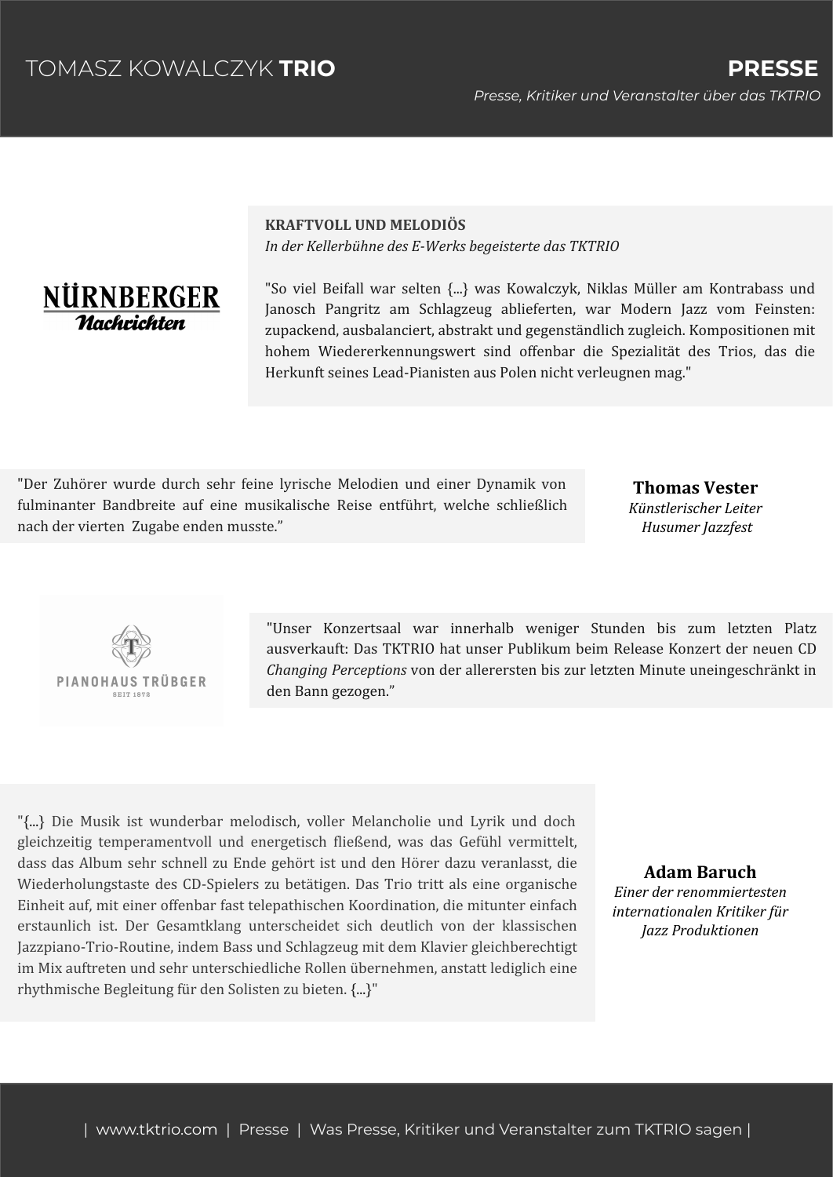# TOMASZ KOWALCZYK **TRIO**

## PRESSE

*Presse, Kritiker und Veranstalter über das TKTRIO*

---

**NÜRNBERGER** *Nachrichten*

**KRAFTVOLL UND MELODIÖS**

*In der Kellerbühne des E-Werks begeisterte das TKTRIO*

"So viel Beifall war selten {...} was Kowalczyk, Niklas Müller am Kontrabass und Janosch Pangritz am Schlagzeug ablieferten, war Modern Jazz vom Feinsten: zupackend, ausbalanciert, abstrakt und gegenständlich zugleich. Kompositionen mit hohem Wiedererkennungswert sind offenbar die Spezialität des Trios, das die Herkunft seines Lead-Pianisten aus Polen nicht verleugnen mag."

---

"Der Zuhörer wurde durch sehr feine lyrische Melodien und einer Dynamik von fulminanter Bandbreite auf eine musikalische Reise entführt, welche schließlich nach der vierten Zugabe enden musste."

**Thomas Vester**
*Künstlerischer Leiter*
*Husumer Jazzfest*

---

PIANOHAUS TRÜBGER
SEIT 1872

"Unser Konzertsaal war innerhalb weniger Stunden bis zum letzten Platz ausverkauft: Das TKTRIO hat unser Publikum beim Release Konzert der neuen CD *Changing Perceptions* von der allerersten bis zur letzten Minute uneingeschränkt in den Bann gezogen."

---

"{...} Die Musik ist wunderbar melodisch, voller Melancholie und Lyrik und doch gleichzeitig temperamentvoll und energetisch fließend, was das Gefühl vermittelt, dass das Album sehr schnell zu Ende gehört ist und den Hörer dazu veranlasst, die Wiederholungstaste des CD-Spielers zu betätigen. Das Trio tritt als eine organische Einheit auf, mit einer offenbar fast telepathischen Koordination, die mitunter einfach erstaunlich ist. Der Gesamtklang unterscheidet sich deutlich von der klassischen Jazzpiano-Trio-Routine, indem Bass und Schlagzeug mit dem Klavier gleichberechtigt im Mix auftreten und sehr unterschiedliche Rollen übernehmen, anstatt lediglich eine rhythmische Begleitung für den Solisten zu bieten. {...}"

**Adam Baruch**
*Einer der renommiertesten internationalen Kritiker für Jazz Produktionen*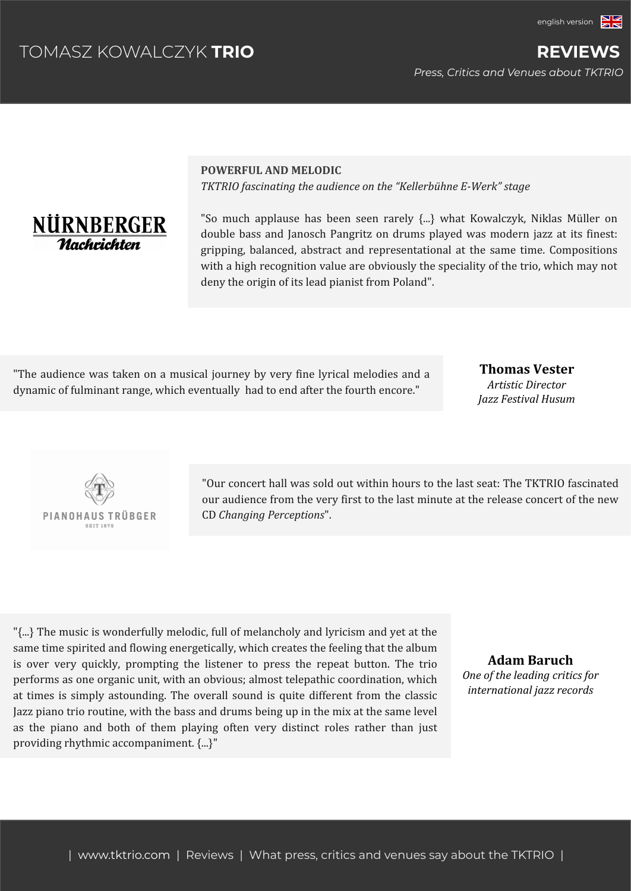# TOMASZ KOWALCZYK **TRIO**

## REVIEWS

*Press, Critics and Venues about TKTRIO*

NÜRNBERGER Nachrichten

**POWERFUL AND MELODIC**

*TKTRIO fascinating the audience on the "Kellerbühne E-Werk" stage*

"So much applause has been seen rarely {...} what Kowalczyk, Niklas Müller on double bass and Janosch Pangritz on drums played was modern jazz at its finest: gripping, balanced, abstract and representational at the same time. Compositions with a high recognition value are obviously the speciality of the trio, which may not deny the origin of its lead pianist from Poland".

"The audience was taken on a musical journey by very fine lyrical melodies and a dynamic of fulminant range, which eventually had to end after the fourth encore."

**Thomas Vester**
*Artistic Director*
*Jazz Festival Husum*

PIANOHAUS TRÜBGER SEIT 1872

"Our concert hall was sold out within hours to the last seat: The TKTRIO fascinated our audience from the very first to the last minute at the release concert of the new CD *Changing Perceptions*".

"{...} The music is wonderfully melodic, full of melancholy and lyricism and yet at the same time spirited and flowing energetically, which creates the feeling that the album is over very quickly, prompting the listener to press the repeat button. The trio performs as one organic unit, with an obvious; almost telepathic coordination, which at times is simply astounding. The overall sound is quite different from the classic Jazz piano trio routine, with the bass and drums being up in the mix at the same level as the piano and both of them playing often very distinct roles rather than just providing rhythmic accompaniment. {...}"

**Adam Baruch**
*One of the leading critics for international jazz records*